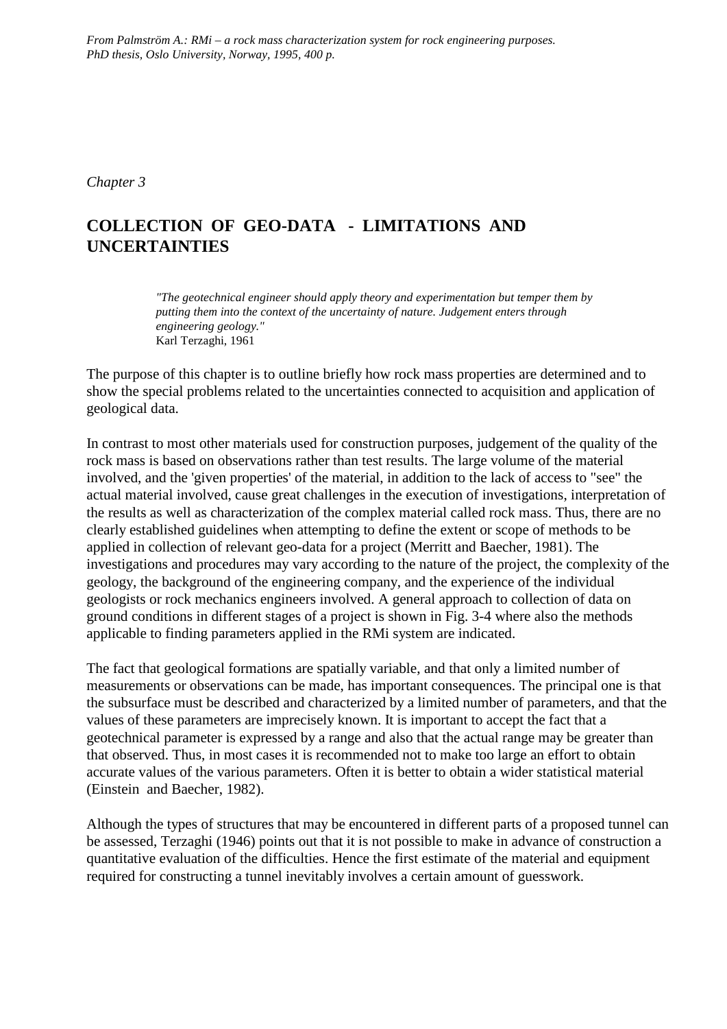*From Palmström A.: RMi – a rock mass characterization system for rock engineering purposes. PhD thesis, Oslo University, Norway, 1995, 400 p.*

*Chapter 3*

# COLLECTION OF GEO-DATA - LIMITATIONS AND UNCERTAINTIES

> *"The geotechnical engineer should apply theory and experimentation but temper them by putting them into the context of the uncertainty of nature. Judgement enters through engineering geology."*
> Karl Terzaghi, 1961

The purpose of this chapter is to outline briefly how rock mass properties are determined and to show the special problems related to the uncertainties connected to acquisition and application of geological data.

In contrast to most other materials used for construction purposes, judgement of the quality of the rock mass is based on observations rather than test results. The large volume of the material involved, and the 'given properties' of the material, in addition to the lack of access to "see" the actual material involved, cause great challenges in the execution of investigations, interpretation of the results as well as characterization of the complex material called rock mass. Thus, there are no clearly established guidelines when attempting to define the extent or scope of methods to be applied in collection of relevant geo-data for a project (Merritt and Baecher, 1981). The investigations and procedures may vary according to the nature of the project, the complexity of the geology, the background of the engineering company, and the experience of the individual geologists or rock mechanics engineers involved. A general approach to collection of data on ground conditions in different stages of a project is shown in Fig. 3-4 where also the methods applicable to finding parameters applied in the RMi system are indicated.

The fact that geological formations are spatially variable, and that only a limited number of measurements or observations can be made, has important consequences. The principal one is that the subsurface must be described and characterized by a limited number of parameters, and that the values of these parameters are imprecisely known. It is important to accept the fact that a geotechnical parameter is expressed by a range and also that the actual range may be greater than that observed. Thus, in most cases it is recommended not to make too large an effort to obtain accurate values of the various parameters. Often it is better to obtain a wider statistical material (Einstein and Baecher, 1982).

Although the types of structures that may be encountered in different parts of a proposed tunnel can be assessed, Terzaghi (1946) points out that it is not possible to make in advance of construction a quantitative evaluation of the difficulties. Hence the first estimate of the material and equipment required for constructing a tunnel inevitably involves a certain amount of guesswork.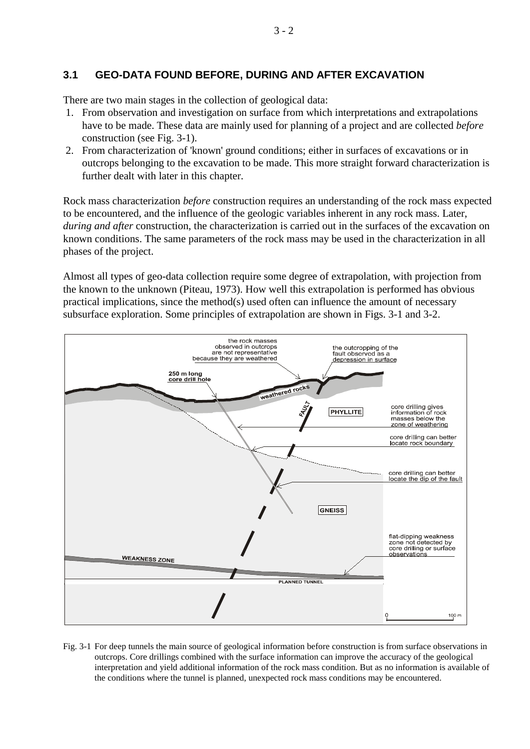## 3.1 GEO-DATA FOUND BEFORE, DURING AND AFTER EXCAVATION

There are two main stages in the collection of geological data:

1. From observation and investigation on surface from which interpretations and extrapolations have to be made. These data are mainly used for planning of a project and are collected *before* construction (see Fig. 3-1).
2. From characterization of 'known' ground conditions; either in surfaces of excavations or in outcrops belonging to the excavation to be made. This more straight forward characterization is further dealt with later in this chapter.

Rock mass characterization *before* construction requires an understanding of the rock mass expected to be encountered, and the influence of the geologic variables inherent in any rock mass. Later, *during and after* construction, the characterization is carried out in the surfaces of the excavation on known conditions. The same parameters of the rock mass may be used in the characterization in all phases of the project.

Almost all types of geo-data collection require some degree of extrapolation, with projection from the known to the unknown (Piteau, 1973). How well this extrapolation is performed has obvious practical implications, since the method(s) used often can influence the amount of necessary subsurface exploration. Some principles of extrapolation are shown in Figs. 3-1 and 3-2.

Fig. 3-1 For deep tunnels the main source of geological information before construction is from surface observations in outcrops. Core drillings combined with the surface information can improve the accuracy of the geological interpretation and yield additional information of the rock mass condition. But as no information is available of the conditions where the tunnel is planned, unexpected rock mass conditions may be encountered.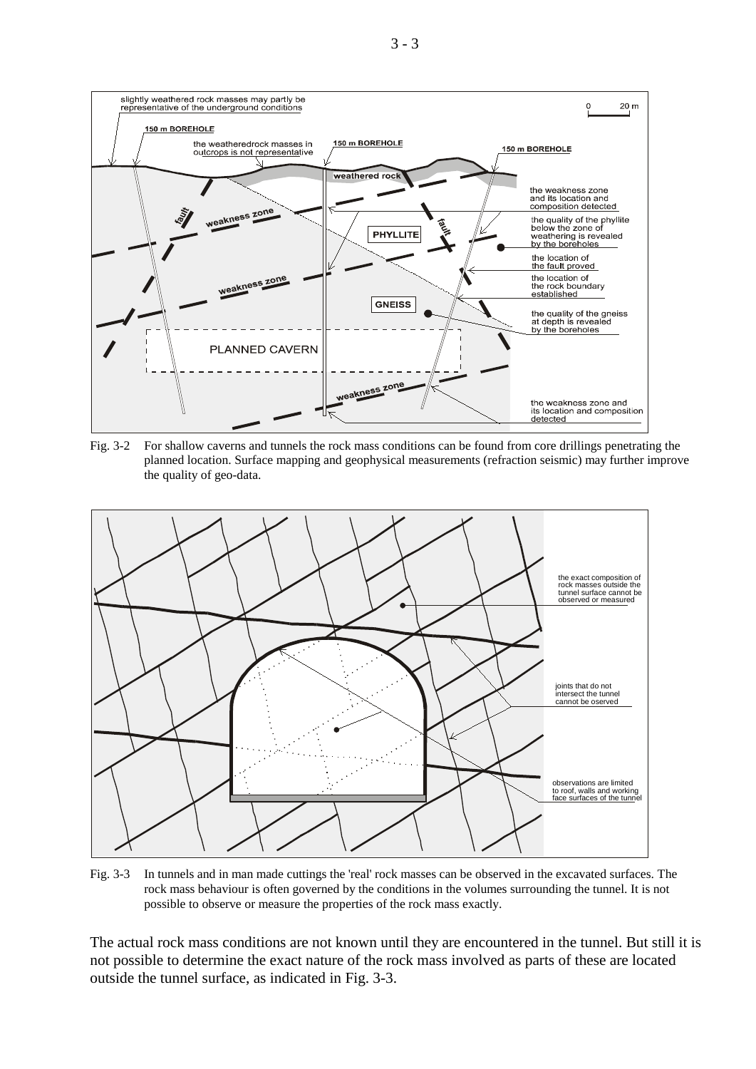Fig. 3-2 For shallow caverns and tunnels the rock mass conditions can be found from core drillings penetrating the planned location. Surface mapping and geophysical measurements (refraction seismic) may further improve the quality of geo-data.

Fig. 3-3 In tunnels and in man made cuttings the 'real' rock masses can be observed in the excavated surfaces. The rock mass behaviour is often governed by the conditions in the volumes surrounding the tunnel. It is not possible to observe or measure the properties of the rock mass exactly.

The actual rock mass conditions are not known until they are encountered in the tunnel. But still it is not possible to determine the exact nature of the rock mass involved as parts of these are located outside the tunnel surface, as indicated in Fig. 3-3.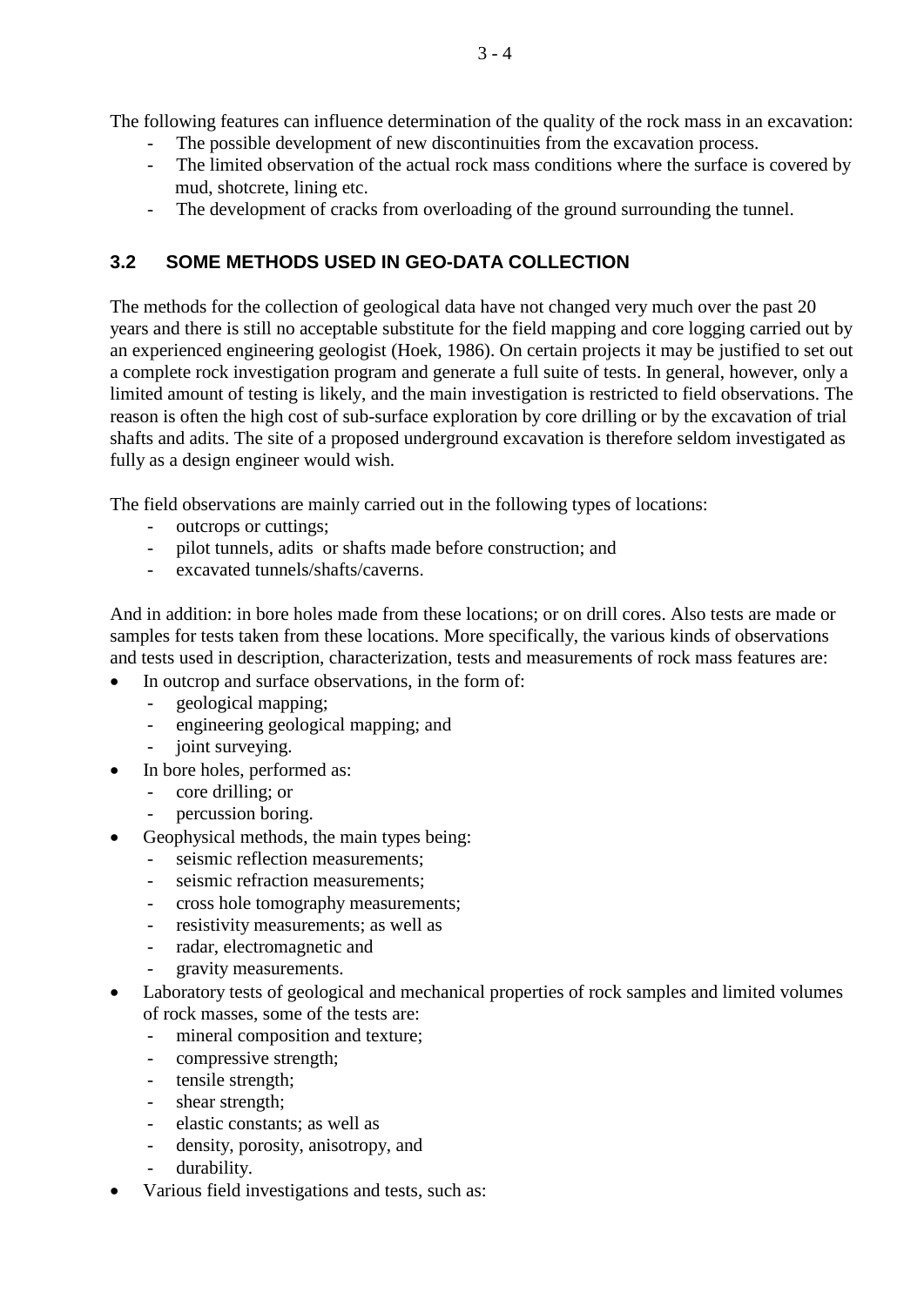The following features can influence determination of the quality of the rock mass in an excavation:

- The possible development of new discontinuities from the excavation process.
- The limited observation of the actual rock mass conditions where the surface is covered by mud, shotcrete, lining etc.
- The development of cracks from overloading of the ground surrounding the tunnel.

## 3.2 SOME METHODS USED IN GEO-DATA COLLECTION

The methods for the collection of geological data have not changed very much over the past 20 years and there is still no acceptable substitute for the field mapping and core logging carried out by an experienced engineering geologist (Hoek, 1986). On certain projects it may be justified to set out a complete rock investigation program and generate a full suite of tests. In general, however, only a limited amount of testing is likely, and the main investigation is restricted to field observations. The reason is often the high cost of sub-surface exploration by core drilling or by the excavation of trial shafts and adits. The site of a proposed underground excavation is therefore seldom investigated as fully as a design engineer would wish.

The field observations are mainly carried out in the following types of locations:

- outcrops or cuttings;
- pilot tunnels, adits or shafts made before construction; and
- excavated tunnels/shafts/caverns.

And in addition: in bore holes made from these locations; or on drill cores. Also tests are made or samples for tests taken from these locations. More specifically, the various kinds of observations and tests used in description, characterization, tests and measurements of rock mass features are:

- In outcrop and surface observations, in the form of:
  - geological mapping;
  - engineering geological mapping; and
  - joint surveying.
- In bore holes, performed as:
  - core drilling; or
  - percussion boring.
- Geophysical methods, the main types being:
  - seismic reflection measurements;
  - seismic refraction measurements;
  - cross hole tomography measurements;
  - resistivity measurements; as well as
  - radar, electromagnetic and
  - gravity measurements.
- Laboratory tests of geological and mechanical properties of rock samples and limited volumes of rock masses, some of the tests are:
  - mineral composition and texture;
  - compressive strength;
  - tensile strength;
  - shear strength;
  - elastic constants; as well as
  - density, porosity, anisotropy, and
  - durability.
- Various field investigations and tests, such as: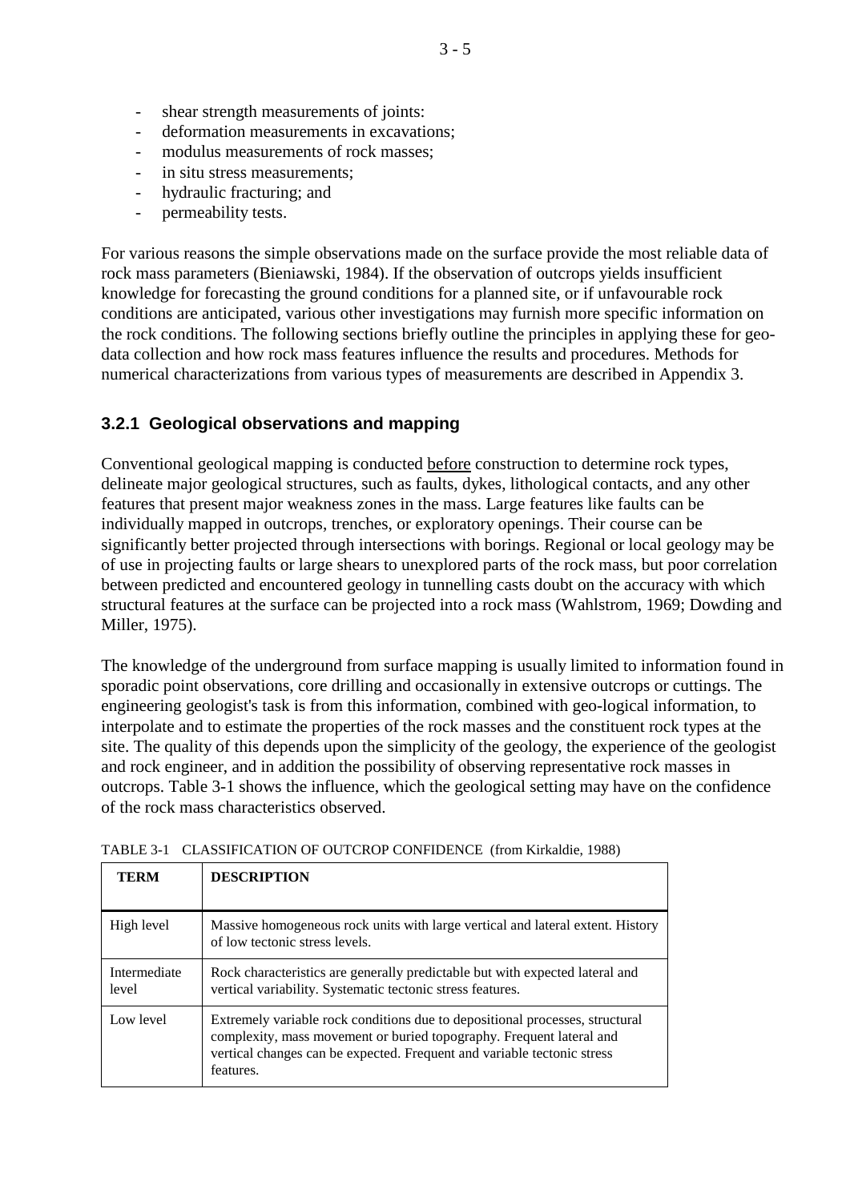- shear strength measurements of joints:
- deformation measurements in excavations;
- modulus measurements of rock masses;
- in situ stress measurements;
- hydraulic fracturing; and
- permeability tests.

For various reasons the simple observations made on the surface provide the most reliable data of rock mass parameters (Bieniawski, 1984). If the observation of outcrops yields insufficient knowledge for forecasting the ground conditions for a planned site, or if unfavourable rock conditions are anticipated, various other investigations may furnish more specific information on the rock conditions. The following sections briefly outline the principles in applying these for geo-data collection and how rock mass features influence the results and procedures. Methods for numerical characterizations from various types of measurements are described in Appendix 3.

### 3.2.1 Geological observations and mapping

Conventional geological mapping is conducted before construction to determine rock types, delineate major geological structures, such as faults, dykes, lithological contacts, and any other features that present major weakness zones in the mass. Large features like faults can be individually mapped in outcrops, trenches, or exploratory openings. Their course can be significantly better projected through intersections with borings. Regional or local geology may be of use in projecting faults or large shears to unexplored parts of the rock mass, but poor correlation between predicted and encountered geology in tunnelling casts doubt on the accuracy with which structural features at the surface can be projected into a rock mass (Wahlstrom, 1969; Dowding and Miller, 1975).

The knowledge of the underground from surface mapping is usually limited to information found in sporadic point observations, core drilling and occasionally in extensive outcrops or cuttings. The engineering geologist's task is from this information, combined with geo-logical information, to interpolate and to estimate the properties of the rock masses and the constituent rock types at the site. The quality of this depends upon the simplicity of the geology, the experience of the geologist and rock engineer, and in addition the possibility of observing representative rock masses in outcrops. Table 3-1 shows the influence, which the geological setting may have on the confidence of the rock mass characteristics observed.

TABLE 3-1 CLASSIFICATION OF OUTCROP CONFIDENCE (from Kirkaldie, 1988)

| TERM | DESCRIPTION |
|---|---|
| High level | Massive homogeneous rock units with large vertical and lateral extent. History of low tectonic stress levels. |
| Intermediate level | Rock characteristics are generally predictable but with expected lateral and vertical variability. Systematic tectonic stress features. |
| Low level | Extremely variable rock conditions due to depositional processes, structural complexity, mass movement or buried topography. Frequent lateral and vertical changes can be expected. Frequent and variable tectonic stress features. |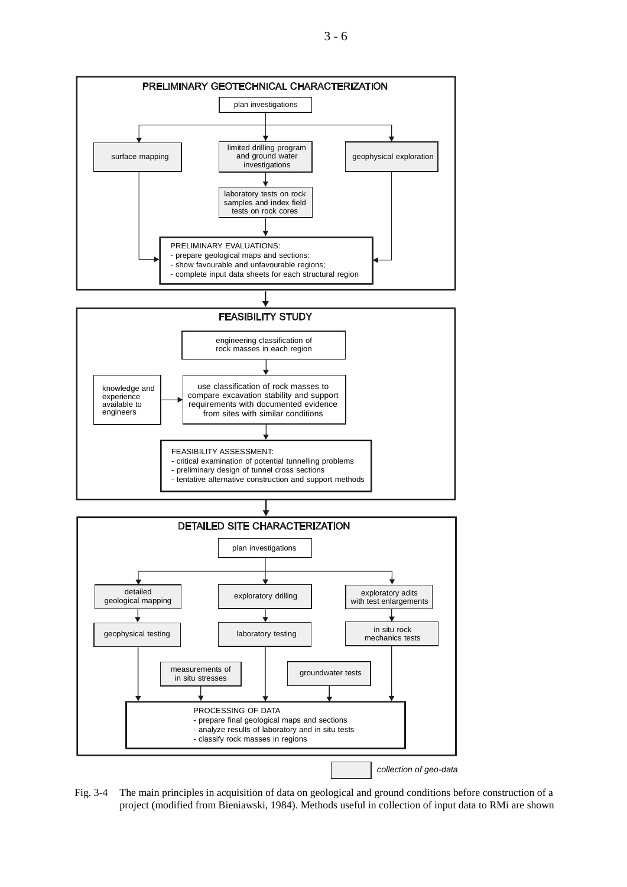## PRELIMINARY GEOTECHNICAL CHARACTERIZATION

plan investigations

- surface mapping
- limited drilling program and ground water investigations
  - laboratory tests on rock samples and index field tests on rock cores
- geophysical exploration

PRELIMINARY EVALUATIONS:
- prepare geological maps and sections:
- show favourable and unfavourable regions;
- complete input data sheets for each structural region

## FEASIBILITY STUDY

engineering classification of rock masses in each region

knowledge and experience available to engineers → use classification of rock masses to compare excavation stability and support requirements with documented evidence from sites with similar conditions

FEASIBILITY ASSESSMENT:
- critical examination of potential tunnelling problems
- preliminary design of tunnel cross sections
- tentative alternative construction and support methods

## DETAILED SITE CHARACTERIZATION

plan investigations

- detailed geological mapping
  - geophysical testing
- exploratory drilling
  - laboratory testing
- exploratory adits with test enlargements
  - in situ rock mechanics tests
- measurements of in situ stresses
- groundwater tests

PROCESSING OF DATA
- prepare final geological maps and sections
- analyze results of laboratory and in situ tests
- classify rock masses in regions

*collection of geo-data*

Fig. 3-4 The main principles in acquisition of data on geological and ground conditions before construction of a project (modified from Bieniawski, 1984). Methods useful in collection of input data to RMi are shown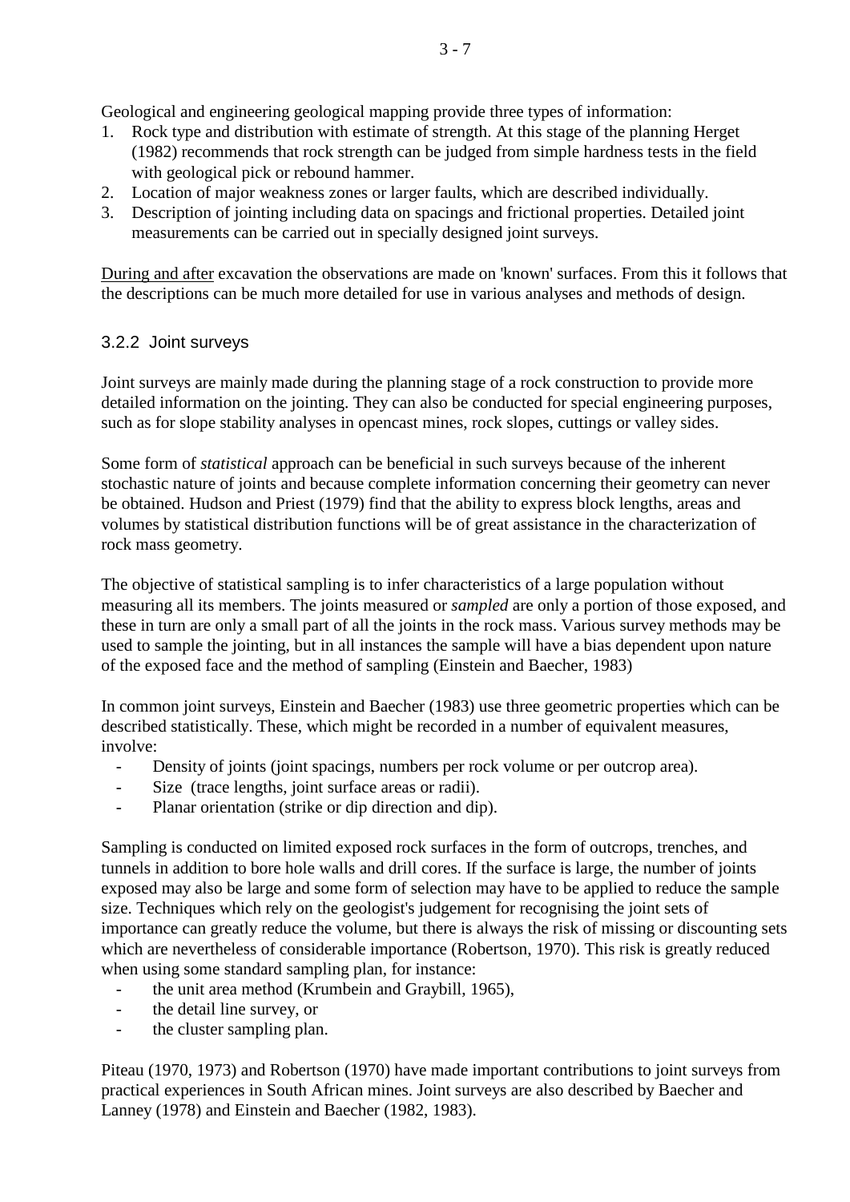Geological and engineering geological mapping provide three types of information:

1. Rock type and distribution with estimate of strength. At this stage of the planning Herget (1982) recommends that rock strength can be judged from simple hardness tests in the field with geological pick or rebound hammer.
2. Location of major weakness zones or larger faults, which are described individually.
3. Description of jointing including data on spacings and frictional properties. Detailed joint measurements can be carried out in specially designed joint surveys.

<u>During and after</u> excavation the observations are made on 'known' surfaces. From this it follows that the descriptions can be much more detailed for use in various analyses and methods of design.

### 3.2.2 Joint surveys

Joint surveys are mainly made during the planning stage of a rock construction to provide more detailed information on the jointing. They can also be conducted for special engineering purposes, such as for slope stability analyses in opencast mines, rock slopes, cuttings or valley sides.

Some form of *statistical* approach can be beneficial in such surveys because of the inherent stochastic nature of joints and because complete information concerning their geometry can never be obtained. Hudson and Priest (1979) find that the ability to express block lengths, areas and volumes by statistical distribution functions will be of great assistance in the characterization of rock mass geometry.

The objective of statistical sampling is to infer characteristics of a large population without measuring all its members. The joints measured or *sampled* are only a portion of those exposed, and these in turn are only a small part of all the joints in the rock mass. Various survey methods may be used to sample the jointing, but in all instances the sample will have a bias dependent upon nature of the exposed face and the method of sampling (Einstein and Baecher, 1983)

In common joint surveys, Einstein and Baecher (1983) use three geometric properties which can be described statistically. These, which might be recorded in a number of equivalent measures, involve:

- Density of joints (joint spacings, numbers per rock volume or per outcrop area).
- Size (trace lengths, joint surface areas or radii).
- Planar orientation (strike or dip direction and dip).

Sampling is conducted on limited exposed rock surfaces in the form of outcrops, trenches, and tunnels in addition to bore hole walls and drill cores. If the surface is large, the number of joints exposed may also be large and some form of selection may have to be applied to reduce the sample size. Techniques which rely on the geologist's judgement for recognising the joint sets of importance can greatly reduce the volume, but there is always the risk of missing or discounting sets which are nevertheless of considerable importance (Robertson, 1970). This risk is greatly reduced when using some standard sampling plan, for instance:

- the unit area method (Krumbein and Graybill, 1965),
- the detail line survey, or
- the cluster sampling plan.

Piteau (1970, 1973) and Robertson (1970) have made important contributions to joint surveys from practical experiences in South African mines. Joint surveys are also described by Baecher and Lanney (1978) and Einstein and Baecher (1982, 1983).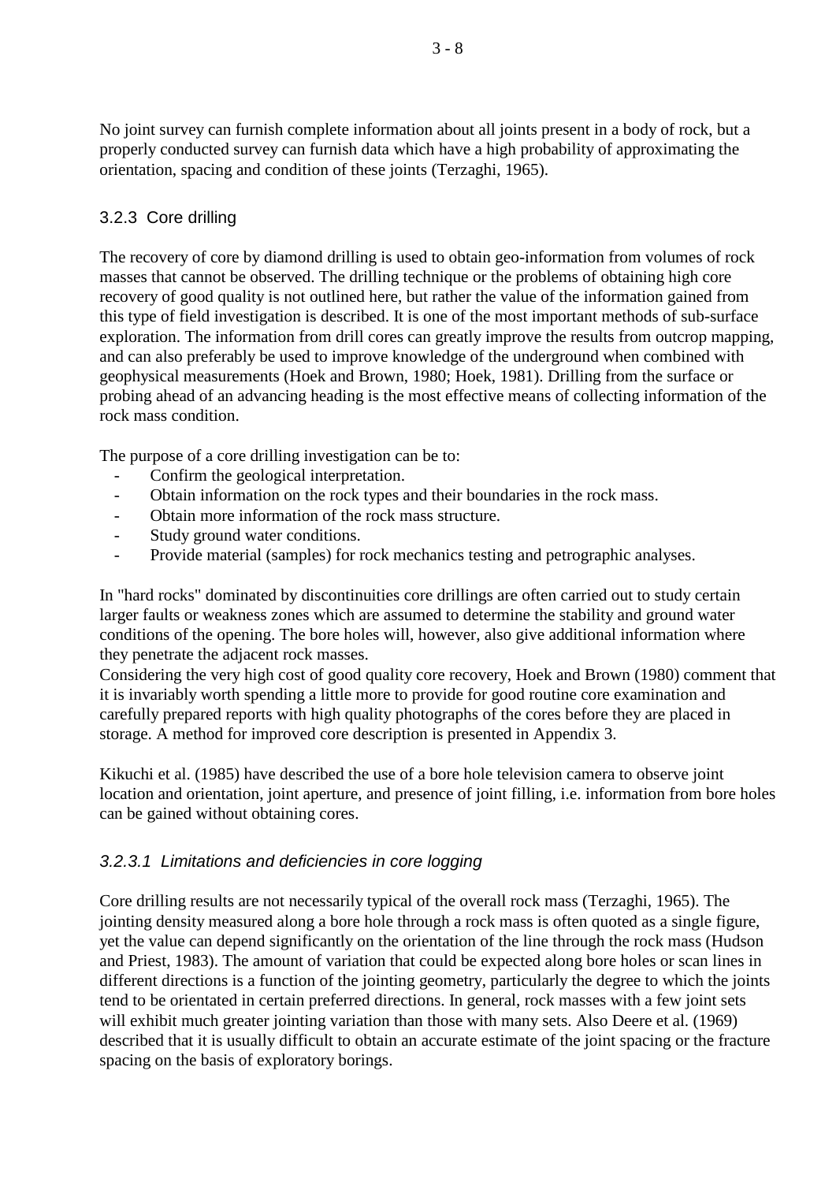No joint survey can furnish complete information about all joints present in a body of rock, but a properly conducted survey can furnish data which have a high probability of approximating the orientation, spacing and condition of these joints (Terzaghi, 1965).

### 3.2.3 Core drilling

The recovery of core by diamond drilling is used to obtain geo-information from volumes of rock masses that cannot be observed. The drilling technique or the problems of obtaining high core recovery of good quality is not outlined here, but rather the value of the information gained from this type of field investigation is described. It is one of the most important methods of sub-surface exploration. The information from drill cores can greatly improve the results from outcrop mapping, and can also preferably be used to improve knowledge of the underground when combined with geophysical measurements (Hoek and Brown, 1980; Hoek, 1981). Drilling from the surface or probing ahead of an advancing heading is the most effective means of collecting information of the rock mass condition.

The purpose of a core drilling investigation can be to:

- Confirm the geological interpretation.
- Obtain information on the rock types and their boundaries in the rock mass.
- Obtain more information of the rock mass structure.
- Study ground water conditions.
- Provide material (samples) for rock mechanics testing and petrographic analyses.

In "hard rocks" dominated by discontinuities core drillings are often carried out to study certain larger faults or weakness zones which are assumed to determine the stability and ground water conditions of the opening. The bore holes will, however, also give additional information where they penetrate the adjacent rock masses.
Considering the very high cost of good quality core recovery, Hoek and Brown (1980) comment that it is invariably worth spending a little more to provide for good routine core examination and carefully prepared reports with high quality photographs of the cores before they are placed in storage. A method for improved core description is presented in Appendix 3.

Kikuchi et al. (1985) have described the use of a bore hole television camera to observe joint location and orientation, joint aperture, and presence of joint filling, i.e. information from bore holes can be gained without obtaining cores.

#### *3.2.3.1 Limitations and deficiencies in core logging*

Core drilling results are not necessarily typical of the overall rock mass (Terzaghi, 1965). The jointing density measured along a bore hole through a rock mass is often quoted as a single figure, yet the value can depend significantly on the orientation of the line through the rock mass (Hudson and Priest, 1983). The amount of variation that could be expected along bore holes or scan lines in different directions is a function of the jointing geometry, particularly the degree to which the joints tend to be orientated in certain preferred directions. In general, rock masses with a few joint sets will exhibit much greater jointing variation than those with many sets. Also Deere et al. (1969) described that it is usually difficult to obtain an accurate estimate of the joint spacing or the fracture spacing on the basis of exploratory borings.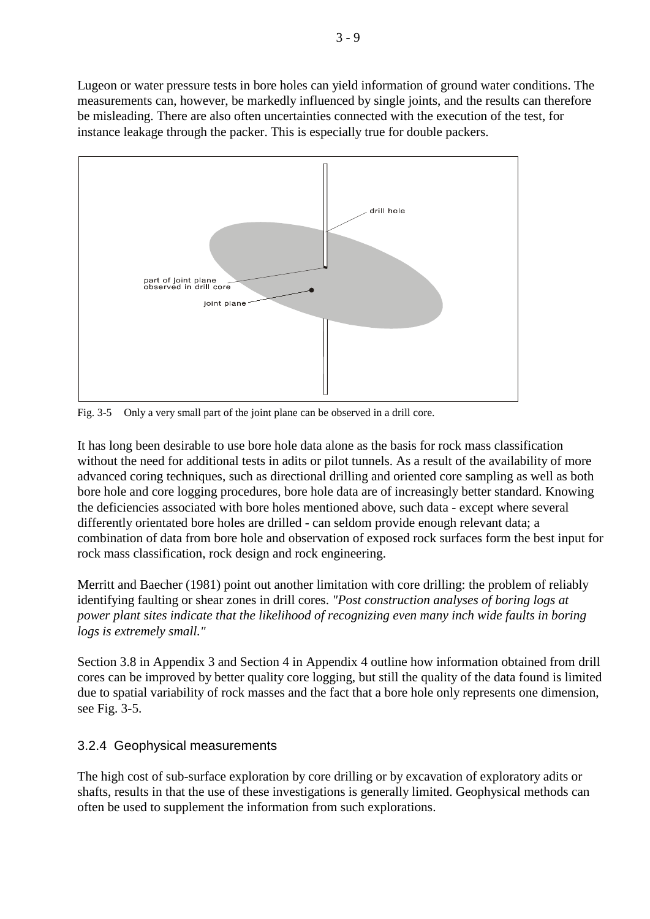Lugeon or water pressure tests in bore holes can yield information of ground water conditions. The measurements can, however, be markedly influenced by single joints, and the results can therefore be misleading. There are also often uncertainties connected with the execution of the test, for instance leakage through the packer. This is especially true for double packers.

Fig. 3-5 Only a very small part of the joint plane can be observed in a drill core.

It has long been desirable to use bore hole data alone as the basis for rock mass classification without the need for additional tests in adits or pilot tunnels. As a result of the availability of more advanced coring techniques, such as directional drilling and oriented core sampling as well as both bore hole and core logging procedures, bore hole data are of increasingly better standard. Knowing the deficiencies associated with bore holes mentioned above, such data - except where several differently orientated bore holes are drilled - can seldom provide enough relevant data; a combination of data from bore hole and observation of exposed rock surfaces form the best input for rock mass classification, rock design and rock engineering.

Merritt and Baecher (1981) point out another limitation with core drilling: the problem of reliably identifying faulting or shear zones in drill cores. *"Post construction analyses of boring logs at power plant sites indicate that the likelihood of recognizing even many inch wide faults in boring logs is extremely small."*

Section 3.8 in Appendix 3 and Section 4 in Appendix 4 outline how information obtained from drill cores can be improved by better quality core logging, but still the quality of the data found is limited due to spatial variability of rock masses and the fact that a bore hole only represents one dimension, see Fig. 3-5.

### 3.2.4 Geophysical measurements

The high cost of sub-surface exploration by core drilling or by excavation of exploratory adits or shafts, results in that the use of these investigations is generally limited. Geophysical methods can often be used to supplement the information from such explorations.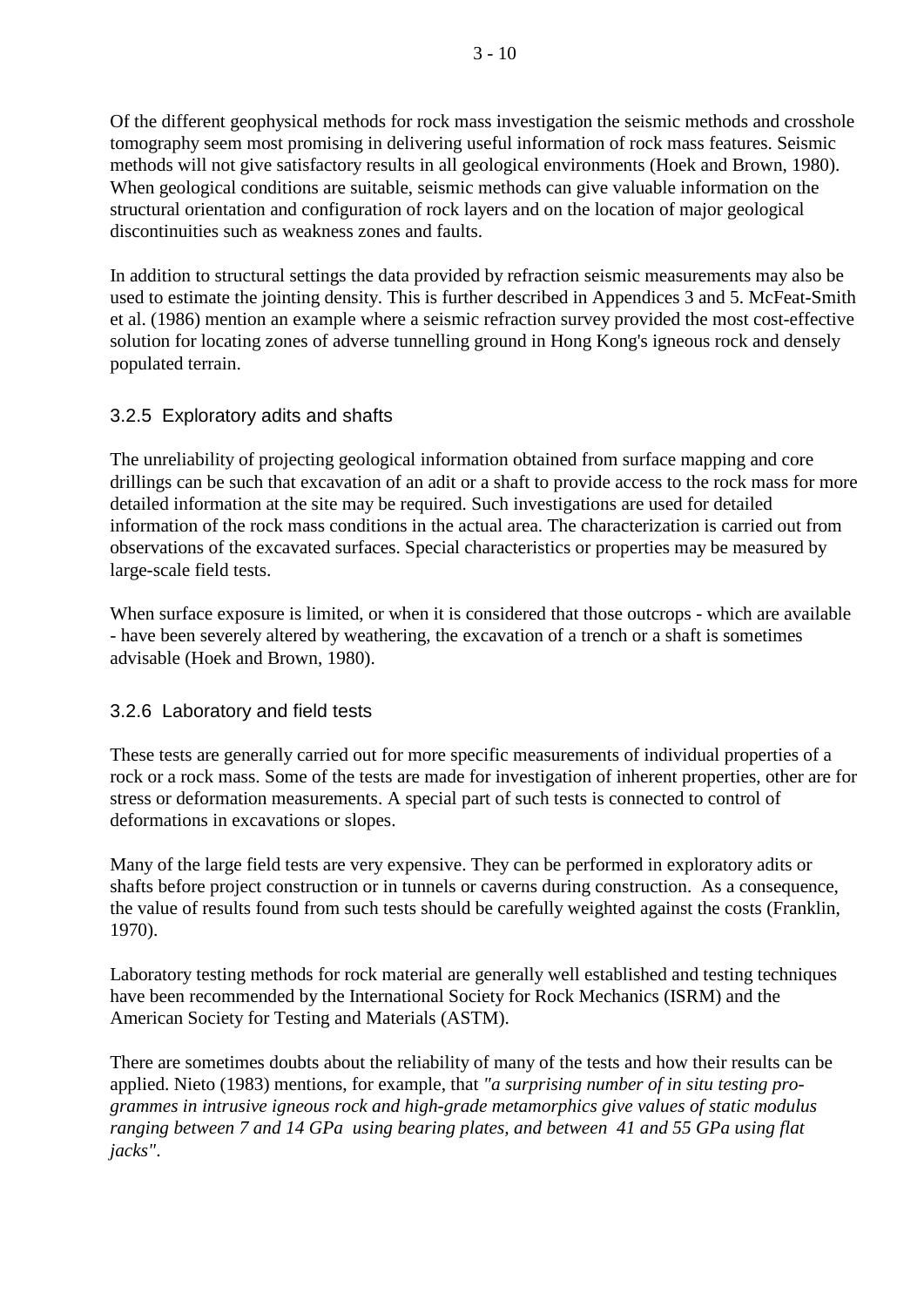Of the different geophysical methods for rock mass investigation the seismic methods and crosshole tomography seem most promising in delivering useful information of rock mass features. Seismic methods will not give satisfactory results in all geological environments (Hoek and Brown, 1980). When geological conditions are suitable, seismic methods can give valuable information on the structural orientation and configuration of rock layers and on the location of major geological discontinuities such as weakness zones and faults.

In addition to structural settings the data provided by refraction seismic measurements may also be used to estimate the jointing density. This is further described in Appendices 3 and 5. McFeat-Smith et al. (1986) mention an example where a seismic refraction survey provided the most cost-effective solution for locating zones of adverse tunnelling ground in Hong Kong's igneous rock and densely populated terrain.

### 3.2.5 Exploratory adits and shafts

The unreliability of projecting geological information obtained from surface mapping and core drillings can be such that excavation of an adit or a shaft to provide access to the rock mass for more detailed information at the site may be required. Such investigations are used for detailed information of the rock mass conditions in the actual area. The characterization is carried out from observations of the excavated surfaces. Special characteristics or properties may be measured by large-scale field tests.

When surface exposure is limited, or when it is considered that those outcrops - which are available - have been severely altered by weathering, the excavation of a trench or a shaft is sometimes advisable (Hoek and Brown, 1980).

### 3.2.6 Laboratory and field tests

These tests are generally carried out for more specific measurements of individual properties of a rock or a rock mass. Some of the tests are made for investigation of inherent properties, other are for stress or deformation measurements. A special part of such tests is connected to control of deformations in excavations or slopes.

Many of the large field tests are very expensive. They can be performed in exploratory adits or shafts before project construction or in tunnels or caverns during construction. As a consequence, the value of results found from such tests should be carefully weighted against the costs (Franklin, 1970).

Laboratory testing methods for rock material are generally well established and testing techniques have been recommended by the International Society for Rock Mechanics (ISRM) and the American Society for Testing and Materials (ASTM).

There are sometimes doubts about the reliability of many of the tests and how their results can be applied. Nieto (1983) mentions, for example, that *"a surprising number of in situ testing programmes in intrusive igneous rock and high-grade metamorphics give values of static modulus ranging between 7 and 14 GPa using bearing plates, and between 41 and 55 GPa using flat jacks"*.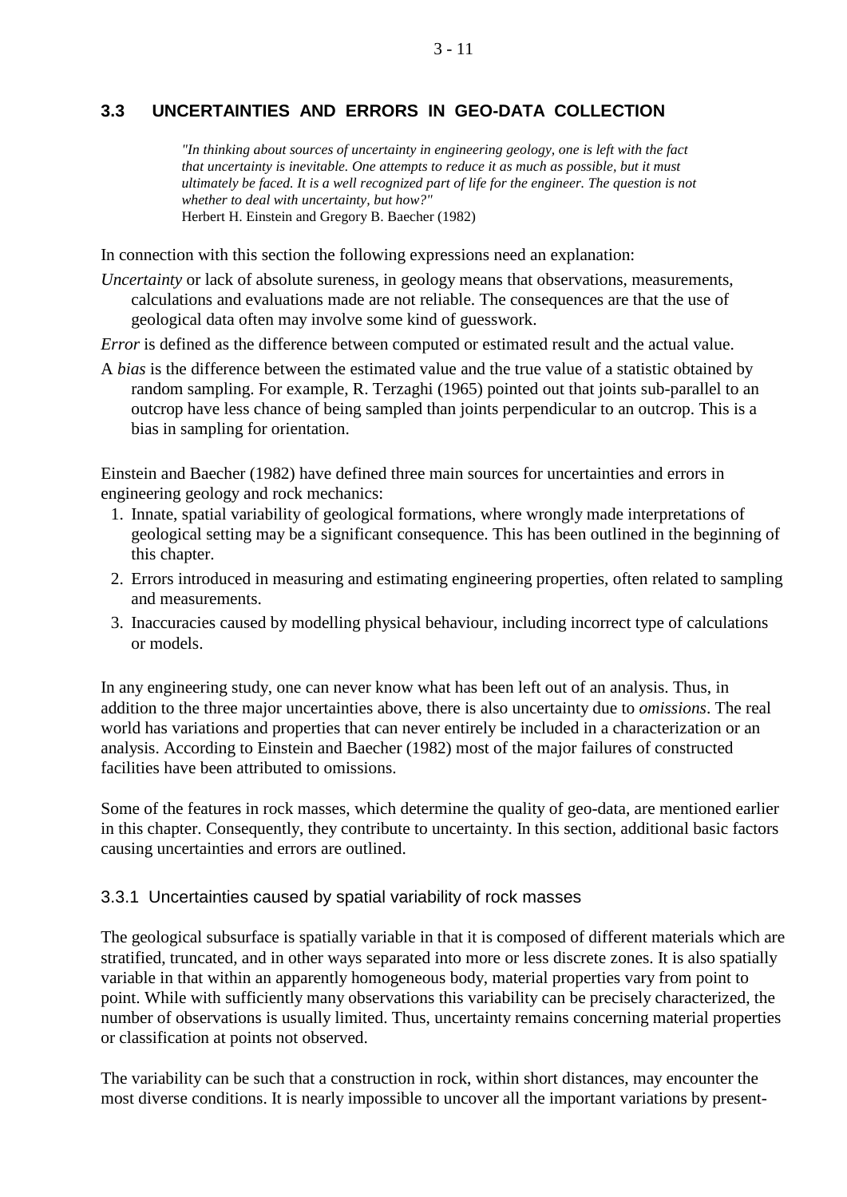## 3.3 UNCERTAINTIES AND ERRORS IN GEO-DATA COLLECTION

> *"In thinking about sources of uncertainty in engineering geology, one is left with the fact that uncertainty is inevitable. One attempts to reduce it as much as possible, but it must ultimately be faced. It is a well recognized part of life for the engineer. The question is not whether to deal with uncertainty, but how?"*
> Herbert H. Einstein and Gregory B. Baecher (1982)

In connection with this section the following expressions need an explanation:

*Uncertainty* or lack of absolute sureness, in geology means that observations, measurements, calculations and evaluations made are not reliable. The consequences are that the use of geological data often may involve some kind of guesswork.

*Error* is defined as the difference between computed or estimated result and the actual value.

A *bias* is the difference between the estimated value and the true value of a statistic obtained by random sampling. For example, R. Terzaghi (1965) pointed out that joints sub-parallel to an outcrop have less chance of being sampled than joints perpendicular to an outcrop. This is a bias in sampling for orientation.

Einstein and Baecher (1982) have defined three main sources for uncertainties and errors in engineering geology and rock mechanics:

1. Innate, spatial variability of geological formations, where wrongly made interpretations of geological setting may be a significant consequence. This has been outlined in the beginning of this chapter.
2. Errors introduced in measuring and estimating engineering properties, often related to sampling and measurements.
3. Inaccuracies caused by modelling physical behaviour, including incorrect type of calculations or models.

In any engineering study, one can never know what has been left out of an analysis. Thus, in addition to the three major uncertainties above, there is also uncertainty due to *omissions*. The real world has variations and properties that can never entirely be included in a characterization or an analysis. According to Einstein and Baecher (1982) most of the major failures of constructed facilities have been attributed to omissions.

Some of the features in rock masses, which determine the quality of geo-data, are mentioned earlier in this chapter. Consequently, they contribute to uncertainty. In this section, additional basic factors causing uncertainties and errors are outlined.

### 3.3.1 Uncertainties caused by spatial variability of rock masses

The geological subsurface is spatially variable in that it is composed of different materials which are stratified, truncated, and in other ways separated into more or less discrete zones. It is also spatially variable in that within an apparently homogeneous body, material properties vary from point to point. While with sufficiently many observations this variability can be precisely characterized, the number of observations is usually limited. Thus, uncertainty remains concerning material properties or classification at points not observed.

The variability can be such that a construction in rock, within short distances, may encounter the most diverse conditions. It is nearly impossible to uncover all the important variations by present-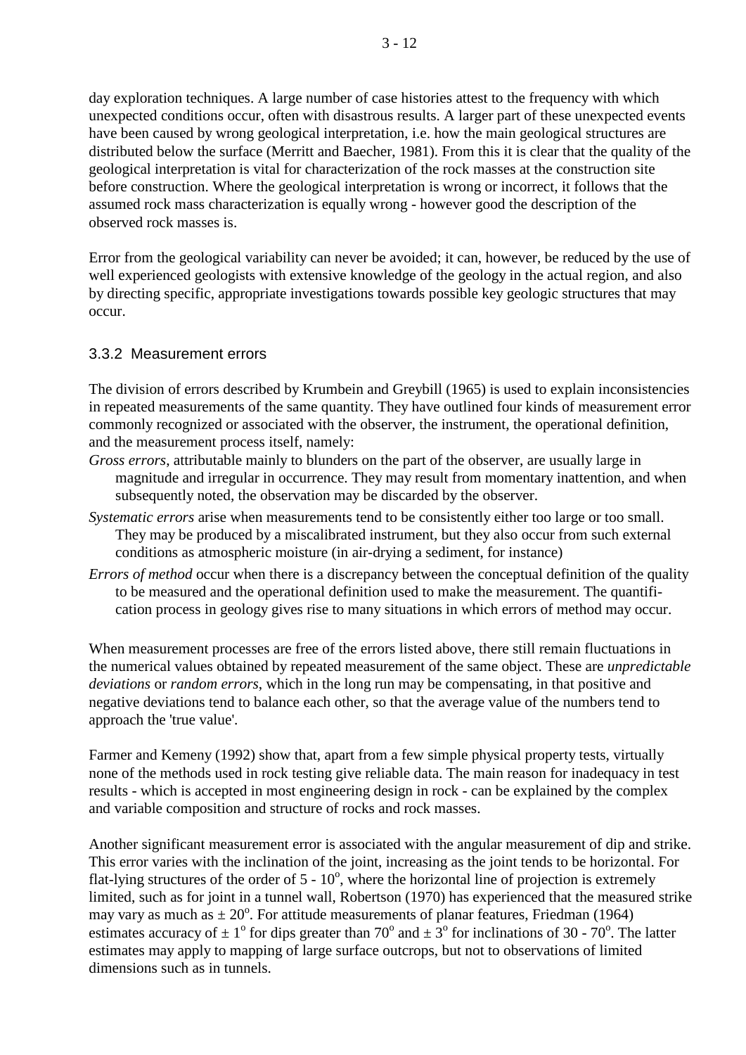day exploration techniques. A large number of case histories attest to the frequency with which unexpected conditions occur, often with disastrous results. A larger part of these unexpected events have been caused by wrong geological interpretation, i.e. how the main geological structures are distributed below the surface (Merritt and Baecher, 1981). From this it is clear that the quality of the geological interpretation is vital for characterization of the rock masses at the construction site before construction. Where the geological interpretation is wrong or incorrect, it follows that the assumed rock mass characterization is equally wrong - however good the description of the observed rock masses is.

Error from the geological variability can never be avoided; it can, however, be reduced by the use of well experienced geologists with extensive knowledge of the geology in the actual region, and also by directing specific, appropriate investigations towards possible key geologic structures that may occur.

### 3.3.2 Measurement errors

The division of errors described by Krumbein and Greybill (1965) is used to explain inconsistencies in repeated measurements of the same quantity. They have outlined four kinds of measurement error commonly recognized or associated with the observer, the instrument, the operational definition, and the measurement process itself, namely:

*Gross errors*, attributable mainly to blunders on the part of the observer, are usually large in magnitude and irregular in occurrence. They may result from momentary inattention, and when subsequently noted, the observation may be discarded by the observer.

*Systematic errors* arise when measurements tend to be consistently either too large or too small. They may be produced by a miscalibrated instrument, but they also occur from such external conditions as atmospheric moisture (in air-drying a sediment, for instance)

*Errors of method* occur when there is a discrepancy between the conceptual definition of the quality to be measured and the operational definition used to make the measurement. The quantification process in geology gives rise to many situations in which errors of method may occur.

When measurement processes are free of the errors listed above, there still remain fluctuations in the numerical values obtained by repeated measurement of the same object. These are *unpredictable deviations* or *random errors*, which in the long run may be compensating, in that positive and negative deviations tend to balance each other, so that the average value of the numbers tend to approach the 'true value'.

Farmer and Kemeny (1992) show that, apart from a few simple physical property tests, virtually none of the methods used in rock testing give reliable data. The main reason for inadequacy in test results - which is accepted in most engineering design in rock - can be explained by the complex and variable composition and structure of rocks and rock masses.

Another significant measurement error is associated with the angular measurement of dip and strike. This error varies with the inclination of the joint, increasing as the joint tends to be horizontal. For flat-lying structures of the order of 5 - 10$^o$, where the horizontal line of projection is extremely limited, such as for joint in a tunnel wall, Robertson (1970) has experienced that the measured strike may vary as much as $\pm$ 20$^o$. For attitude measurements of planar features, Friedman (1964) estimates accuracy of $\pm$ 1$^o$ for dips greater than 70$^o$ and $\pm$ 3$^o$ for inclinations of 30 - 70$^o$. The latter estimates may apply to mapping of large surface outcrops, but not to observations of limited dimensions such as in tunnels.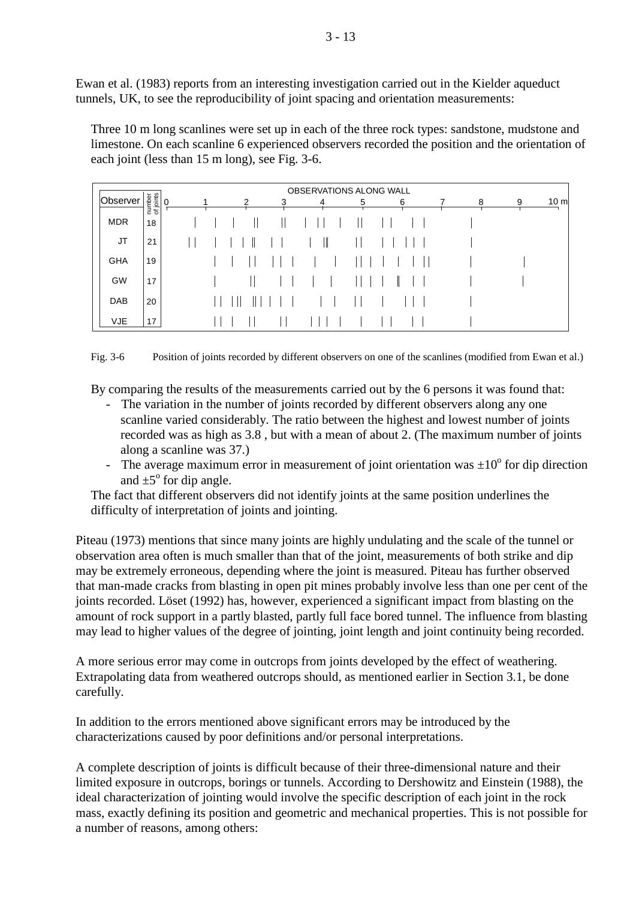Ewan et al. (1983) reports from an interesting investigation carried out in the Kielder aqueduct tunnels, UK, to see the reproducibility of joint spacing and orientation measurements:

> Three 10 m long scanlines were set up in each of the three rock types: sandstone, mudstone and limestone. On each scanline 6 experienced observers recorded the position and the orientation of each joint (less than 15 m long), see Fig. 3-6.

OBSERVATIONS ALONG WALL (0 – 10 m)

| Observer | number of joints |
|---|---|
| MDR | 18 |
| JT | 21 |
| GHA | 19 |
| GW | 17 |
| DAB | 20 |
| VJE | 17 |

Fig. 3-6 Position of joints recorded by different observers on one of the scanlines (modified from Ewan et al.)

> By comparing the results of the measurements carried out by the 6 persons it was found that:
>
> - The variation in the number of joints recorded by different observers along any one scanline varied considerably. The ratio between the highest and lowest number of joints recorded was as high as 3.8 , but with a mean of about 2. (The maximum number of joints along a scanline was 37.)
> - The average maximum error in measurement of joint orientation was $\pm 10^o$ for dip direction and $\pm 5^o$ for dip angle.
>
> The fact that different observers did not identify joints at the same position underlines the difficulty of interpretation of joints and jointing.

Piteau (1973) mentions that since many joints are highly undulating and the scale of the tunnel or observation area often is much smaller than that of the joint, measurements of both strike and dip may be extremely erroneous, depending where the joint is measured. Piteau has further observed that man-made cracks from blasting in open pit mines probably involve less than one per cent of the joints recorded. Löset (1992) has, however, experienced a significant impact from blasting on the amount of rock support in a partly blasted, partly full face bored tunnel. The influence from blasting may lead to higher values of the degree of jointing, joint length and joint continuity being recorded.

A more serious error may come in outcrops from joints developed by the effect of weathering. Extrapolating data from weathered outcrops should, as mentioned earlier in Section 3.1, be done carefully.

In addition to the errors mentioned above significant errors may be introduced by the characterizations caused by poor definitions and/or personal interpretations.

A complete description of joints is difficult because of their three-dimensional nature and their limited exposure in outcrops, borings or tunnels. According to Dershowitz and Einstein (1988), the ideal characterization of jointing would involve the specific description of each joint in the rock mass, exactly defining its position and geometric and mechanical properties. This is not possible for a number of reasons, among others: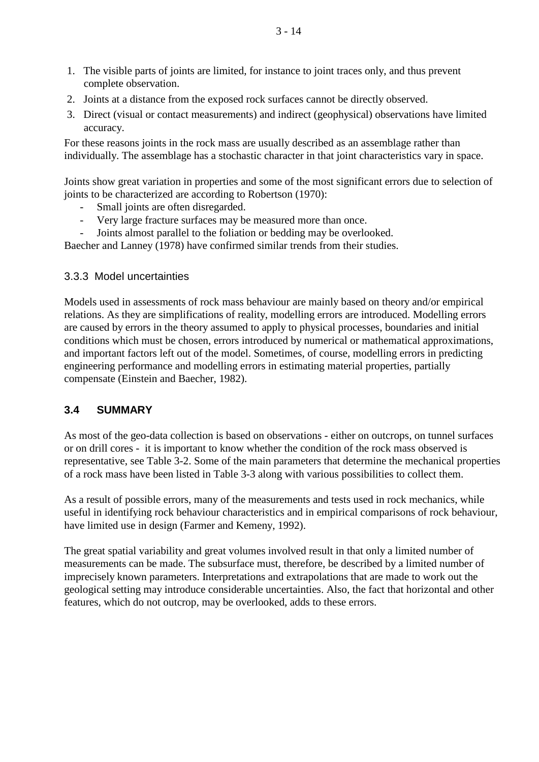1. The visible parts of joints are limited, for instance to joint traces only, and thus prevent complete observation.
2. Joints at a distance from the exposed rock surfaces cannot be directly observed.
3. Direct (visual or contact measurements) and indirect (geophysical) observations have limited accuracy.

For these reasons joints in the rock mass are usually described as an assemblage rather than individually. The assemblage has a stochastic character in that joint characteristics vary in space.

Joints show great variation in properties and some of the most significant errors due to selection of joints to be characterized are according to Robertson (1970):

- Small joints are often disregarded.
- Very large fracture surfaces may be measured more than once.
- Joints almost parallel to the foliation or bedding may be overlooked.

Baecher and Lanney (1978) have confirmed similar trends from their studies.

### 3.3.3 Model uncertainties

Models used in assessments of rock mass behaviour are mainly based on theory and/or empirical relations. As they are simplifications of reality, modelling errors are introduced. Modelling errors are caused by errors in the theory assumed to apply to physical processes, boundaries and initial conditions which must be chosen, errors introduced by numerical or mathematical approximations, and important factors left out of the model. Sometimes, of course, modelling errors in predicting engineering performance and modelling errors in estimating material properties, partially compensate (Einstein and Baecher, 1982).

## 3.4 SUMMARY

As most of the geo-data collection is based on observations - either on outcrops, on tunnel surfaces or on drill cores - it is important to know whether the condition of the rock mass observed is representative, see Table 3-2. Some of the main parameters that determine the mechanical properties of a rock mass have been listed in Table 3-3 along with various possibilities to collect them.

As a result of possible errors, many of the measurements and tests used in rock mechanics, while useful in identifying rock behaviour characteristics and in empirical comparisons of rock behaviour, have limited use in design (Farmer and Kemeny, 1992).

The great spatial variability and great volumes involved result in that only a limited number of measurements can be made. The subsurface must, therefore, be described by a limited number of imprecisely known parameters. Interpretations and extrapolations that are made to work out the geological setting may introduce considerable uncertainties. Also, the fact that horizontal and other features, which do not outcrop, may be overlooked, adds to these errors.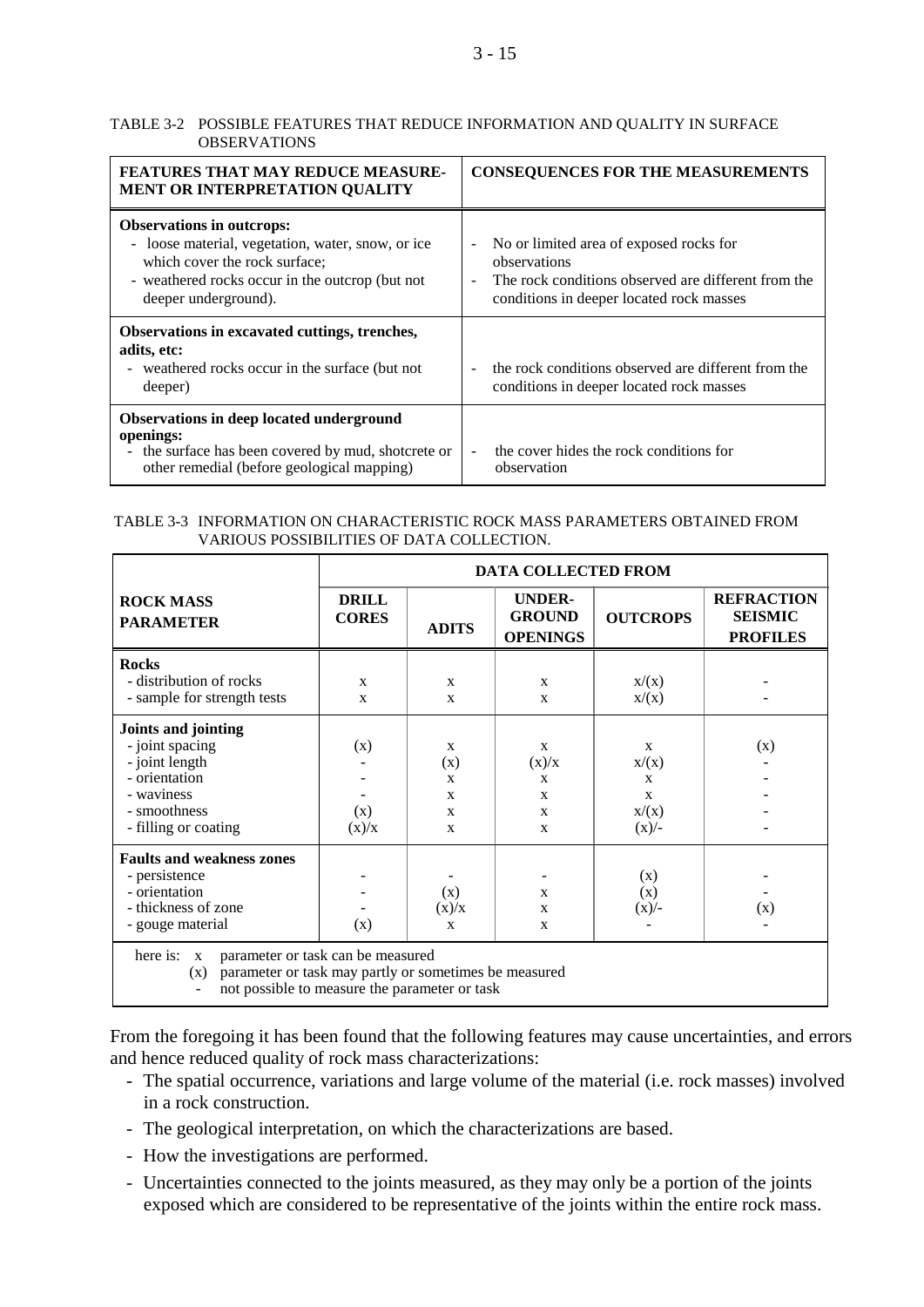TABLE 3-2 POSSIBLE FEATURES THAT REDUCE INFORMATION AND QUALITY IN SURFACE OBSERVATIONS

| FEATURES THAT MAY REDUCE MEASURE-MENT OR INTERPRETATION QUALITY | CONSEQUENCES FOR THE MEASUREMENTS |
|---|---|
| **Observations in outcrops:**<br>- loose material, vegetation, water, snow, or ice which cover the rock surface;<br>- weathered rocks occur in the outcrop (but not deeper underground). | - No or limited area of exposed rocks for observations<br>- The rock conditions observed are different from the conditions in deeper located rock masses |
| **Observations in excavated cuttings, trenches, adits, etc:**<br>- weathered rocks occur in the surface (but not deeper) | - the rock conditions observed are different from the conditions in deeper located rock masses |
| **Observations in deep located underground openings:**<br>- the surface has been covered by mud, shotcrete or other remedial (before geological mapping) | - the cover hides the rock conditions for observation |

TABLE 3-3 INFORMATION ON CHARACTERISTIC ROCK MASS PARAMETERS OBTAINED FROM VARIOUS POSSIBILITIES OF DATA COLLECTION.

| ROCK MASS PARAMETER | DATA COLLECTED FROM | | | | |
|---|---|---|---|---|---|
| | DRILL CORES | ADITS | UNDER-GROUND OPENINGS | OUTCROPS | REFRACTION SEISMIC PROFILES |
| **Rocks** | | | | | |
| - distribution of rocks | x | x | x | x/(x) | - |
| - sample for strength tests | x | x | x | x/(x) | - |
| **Joints and jointing** | | | | | |
| - joint spacing | (x) | x | x | x | (x) |
| - joint length | - | (x) | (x)/x | x/(x) | - |
| - orientation | - | x | x | x | - |
| - waviness | - | x | x | x | - |
| - smoothness | (x) | x | x | x/(x) | - |
| - filling or coating | (x)/x | x | x | (x)/- | - |
| **Faults and weakness zones** | | | | | |
| - persistence | - | - | - | (x) | - |
| - orientation | - | (x) | x | (x) | - |
| - thickness of zone | - | (x)/x | x | (x)/- | (x) |
| - gouge material | (x) | x | x | - | - |

here is: x parameter or task can be measured
(x) parameter or task may partly or sometimes be measured
- not possible to measure the parameter or task

From the foregoing it has been found that the following features may cause uncertainties, and errors and hence reduced quality of rock mass characterizations:

- The spatial occurrence, variations and large volume of the material (i.e. rock masses) involved in a rock construction.
- The geological interpretation, on which the characterizations are based.
- How the investigations are performed.
- Uncertainties connected to the joints measured, as they may only be a portion of the joints exposed which are considered to be representative of the joints within the entire rock mass.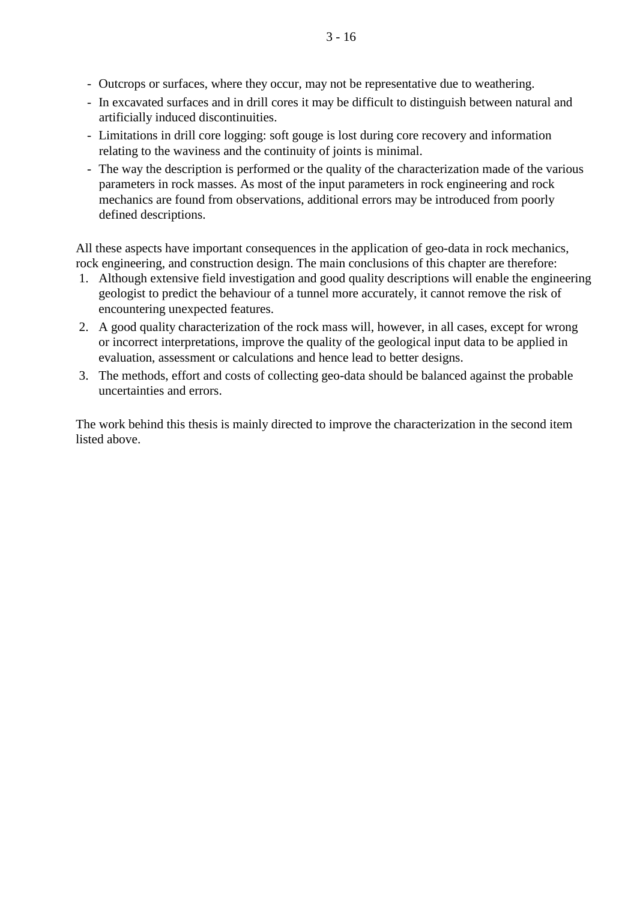- Outcrops or surfaces, where they occur, may not be representative due to weathering.
- In excavated surfaces and in drill cores it may be difficult to distinguish between natural and artificially induced discontinuities.
- Limitations in drill core logging: soft gouge is lost during core recovery and information relating to the waviness and the continuity of joints is minimal.
- The way the description is performed or the quality of the characterization made of the various parameters in rock masses. As most of the input parameters in rock engineering and rock mechanics are found from observations, additional errors may be introduced from poorly defined descriptions.

All these aspects have important consequences in the application of geo-data in rock mechanics, rock engineering, and construction design. The main conclusions of this chapter are therefore:

1. Although extensive field investigation and good quality descriptions will enable the engineering geologist to predict the behaviour of a tunnel more accurately, it cannot remove the risk of encountering unexpected features.
2. A good quality characterization of the rock mass will, however, in all cases, except for wrong or incorrect interpretations, improve the quality of the geological input data to be applied in evaluation, assessment or calculations and hence lead to better designs.
3. The methods, effort and costs of collecting geo-data should be balanced against the probable uncertainties and errors.

The work behind this thesis is mainly directed to improve the characterization in the second item listed above.